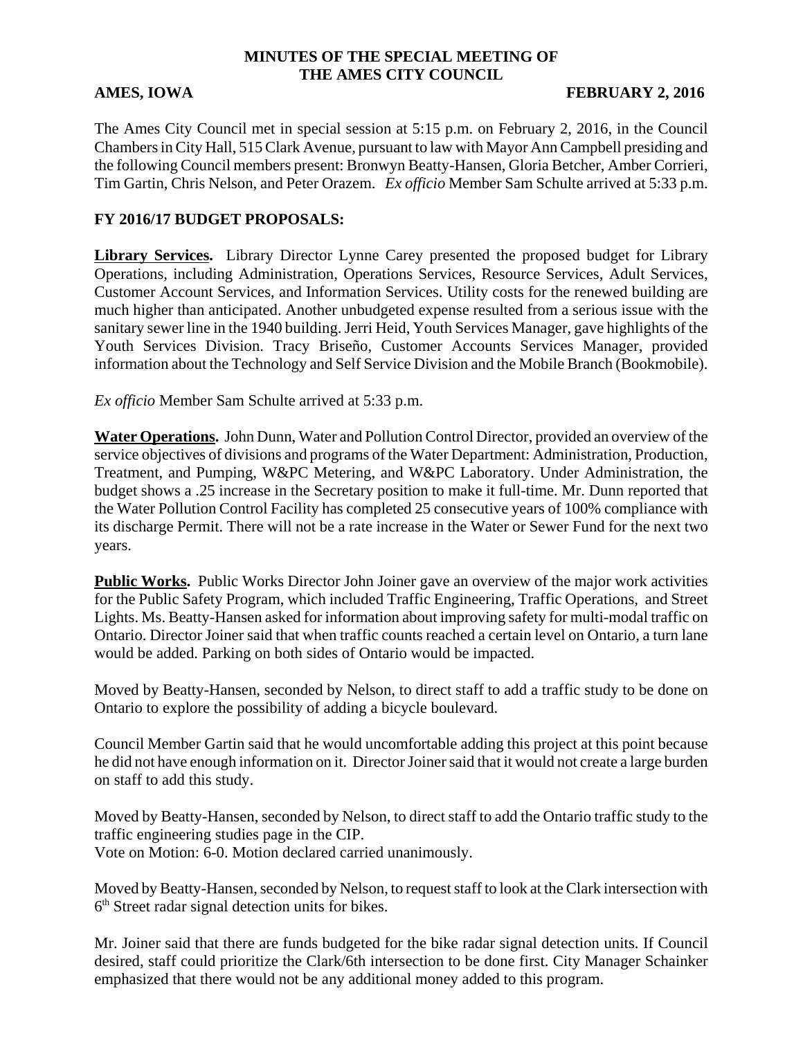# MINUTES OF THE SPECIAL MEETING OF THE AMES CITY COUNCIL

**AMES, IOWA** **FEBRUARY 2, 2016**

The Ames City Council met in special session at 5:15 p.m. on February 2, 2016, in the Council Chambers in City Hall, 515 Clark Avenue, pursuant to law with Mayor Ann Campbell presiding and the following Council members present: Bronwyn Beatty-Hansen, Gloria Betcher, Amber Corrieri, Tim Gartin, Chris Nelson, and Peter Orazem. *Ex officio* Member Sam Schulte arrived at 5:33 p.m.

## FY 2016/17 BUDGET PROPOSALS:

**Library Services.** Library Director Lynne Carey presented the proposed budget for Library Operations, including Administration, Operations Services, Resource Services, Adult Services, Customer Account Services, and Information Services. Utility costs for the renewed building are much higher than anticipated. Another unbudgeted expense resulted from a serious issue with the sanitary sewer line in the 1940 building. Jerri Heid, Youth Services Manager, gave highlights of the Youth Services Division. Tracy Briseño, Customer Accounts Services Manager, provided information about the Technology and Self Service Division and the Mobile Branch (Bookmobile).

*Ex officio* Member Sam Schulte arrived at 5:33 p.m.

**Water Operations.** John Dunn, Water and Pollution Control Director, provided an overview of the service objectives of divisions and programs of the Water Department: Administration, Production, Treatment, and Pumping, W&PC Metering, and W&PC Laboratory. Under Administration, the budget shows a .25 increase in the Secretary position to make it full-time. Mr. Dunn reported that the Water Pollution Control Facility has completed 25 consecutive years of 100% compliance with its discharge Permit. There will not be a rate increase in the Water or Sewer Fund for the next two years.

**Public Works.** Public Works Director John Joiner gave an overview of the major work activities for the Public Safety Program, which included Traffic Engineering, Traffic Operations, and Street Lights. Ms. Beatty-Hansen asked for information about improving safety for multi-modal traffic on Ontario. Director Joiner said that when traffic counts reached a certain level on Ontario, a turn lane would be added. Parking on both sides of Ontario would be impacted.

Moved by Beatty-Hansen, seconded by Nelson, to direct staff to add a traffic study to be done on Ontario to explore the possibility of adding a bicycle boulevard.

Council Member Gartin said that he would uncomfortable adding this project at this point because he did not have enough information on it. Director Joiner said that it would not create a large burden on staff to add this study.

Moved by Beatty-Hansen, seconded by Nelson, to direct staff to add the Ontario traffic study to the traffic engineering studies page in the CIP.
Vote on Motion: 6-0. Motion declared carried unanimously.

Moved by Beatty-Hansen, seconded by Nelson, to request staff to look at the Clark intersection with 6th Street radar signal detection units for bikes.

Mr. Joiner said that there are funds budgeted for the bike radar signal detection units. If Council desired, staff could prioritize the Clark/6th intersection to be done first. City Manager Schainker emphasized that there would not be any additional money added to this program.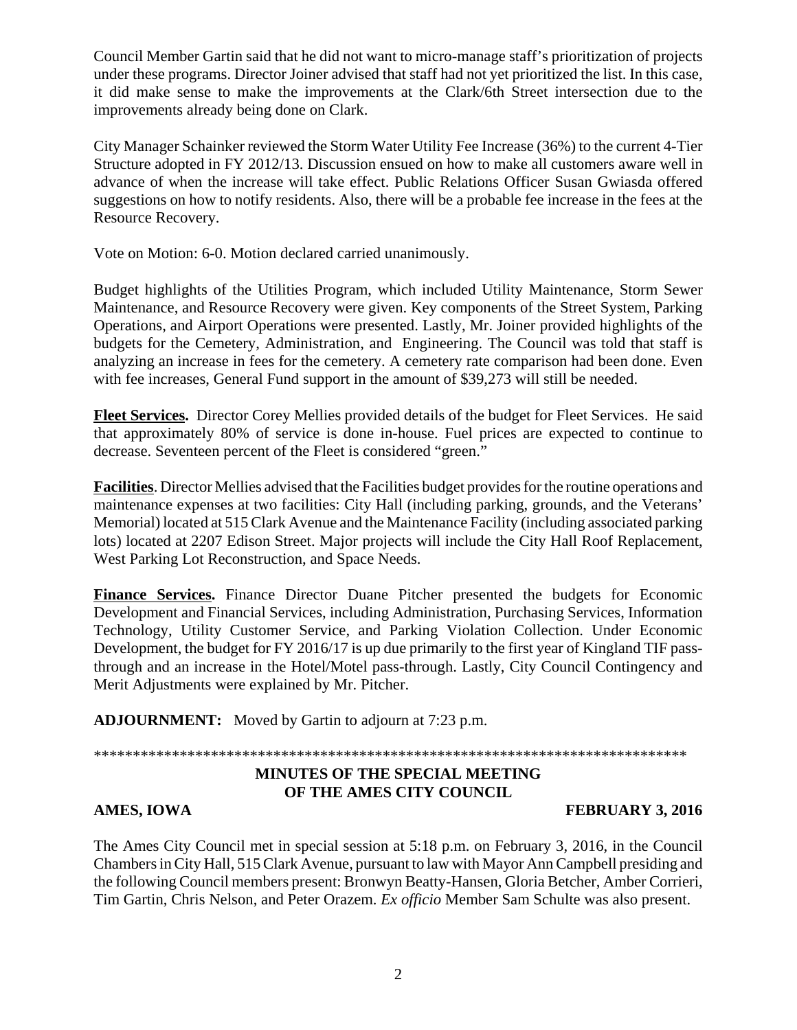Council Member Gartin said that he did not want to micro-manage staff's prioritization of projects under these programs. Director Joiner advised that staff had not yet prioritized the list. In this case, it did make sense to make the improvements at the Clark/6th Street intersection due to the improvements already being done on Clark.

City Manager Schainker reviewed the Storm Water Utility Fee Increase (36%) to the current 4-Tier Structure adopted in FY 2012/13. Discussion ensued on how to make all customers aware well in advance of when the increase will take effect. Public Relations Officer Susan Gwiasda offered suggestions on how to notify residents. Also, there will be a probable fee increase in the fees at the Resource Recovery.

Vote on Motion: 6-0. Motion declared carried unanimously.

Budget highlights of the Utilities Program, which included Utility Maintenance, Storm Sewer Maintenance, and Resource Recovery were given. Key components of the Street System, Parking Operations, and Airport Operations were presented. Lastly, Mr. Joiner provided highlights of the budgets for the Cemetery, Administration, and Engineering. The Council was told that staff is analyzing an increase in fees for the cemetery. A cemetery rate comparison had been done. Even with fee increases, General Fund support in the amount of $39,273 will still be needed.

**Fleet Services.** Director Corey Mellies provided details of the budget for Fleet Services. He said that approximately 80% of service is done in-house. Fuel prices are expected to continue to decrease. Seventeen percent of the Fleet is considered "green."

**Facilities**. Director Mellies advised that the Facilities budget provides for the routine operations and maintenance expenses at two facilities: City Hall (including parking, grounds, and the Veterans' Memorial) located at 515 Clark Avenue and the Maintenance Facility (including associated parking lots) located at 2207 Edison Street. Major projects will include the City Hall Roof Replacement, West Parking Lot Reconstruction, and Space Needs.

**Finance Services.** Finance Director Duane Pitcher presented the budgets for Economic Development and Financial Services, including Administration, Purchasing Services, Information Technology, Utility Customer Service, and Parking Violation Collection. Under Economic Development, the budget for FY 2016/17 is up due primarily to the first year of Kingland TIF pass-through and an increase in the Hotel/Motel pass-through. Lastly, City Council Contingency and Merit Adjustments were explained by Mr. Pitcher.

**ADJOURNMENT:** Moved by Gartin to adjourn at 7:23 p.m.

*******************************************************************************

**MINUTES OF THE SPECIAL MEETING OF THE AMES CITY COUNCIL**

**AMES, IOWA** **FEBRUARY 3, 2016**

The Ames City Council met in special session at 5:18 p.m. on February 3, 2016, in the Council Chambers in City Hall, 515 Clark Avenue, pursuant to law with Mayor Ann Campbell presiding and the following Council members present: Bronwyn Beatty-Hansen, Gloria Betcher, Amber Corrieri, Tim Gartin, Chris Nelson, and Peter Orazem. *Ex officio* Member Sam Schulte was also present.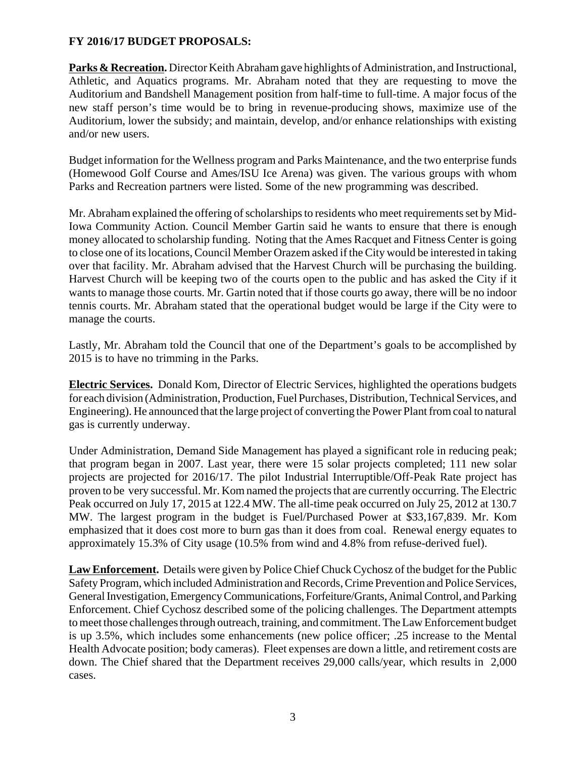**FY 2016/17 BUDGET PROPOSALS:**

**Parks & Recreation.** Director Keith Abraham gave highlights of Administration, and Instructional, Athletic, and Aquatics programs. Mr. Abraham noted that they are requesting to move the Auditorium and Bandshell Management position from half-time to full-time. A major focus of the new staff person's time would be to bring in revenue-producing shows, maximize use of the Auditorium, lower the subsidy; and maintain, develop, and/or enhance relationships with existing and/or new users.

Budget information for the Wellness program and Parks Maintenance, and the two enterprise funds (Homewood Golf Course and Ames/ISU Ice Arena) was given. The various groups with whom Parks and Recreation partners were listed. Some of the new programming was described.

Mr. Abraham explained the offering of scholarships to residents who meet requirements set by Mid-Iowa Community Action. Council Member Gartin said he wants to ensure that there is enough money allocated to scholarship funding. Noting that the Ames Racquet and Fitness Center is going to close one of its locations, Council Member Orazem asked if the City would be interested in taking over that facility. Mr. Abraham advised that the Harvest Church will be purchasing the building. Harvest Church will be keeping two of the courts open to the public and has asked the City if it wants to manage those courts. Mr. Gartin noted that if those courts go away, there will be no indoor tennis courts. Mr. Abraham stated that the operational budget would be large if the City were to manage the courts.

Lastly, Mr. Abraham told the Council that one of the Department's goals to be accomplished by 2015 is to have no trimming in the Parks.

**Electric Services.** Donald Kom, Director of Electric Services, highlighted the operations budgets for each division (Administration, Production, Fuel Purchases, Distribution, Technical Services, and Engineering). He announced that the large project of converting the Power Plant from coal to natural gas is currently underway.

Under Administration, Demand Side Management has played a significant role in reducing peak; that program began in 2007. Last year, there were 15 solar projects completed; 111 new solar projects are projected for 2016/17. The pilot Industrial Interruptible/Off-Peak Rate project has proven to be very successful. Mr. Kom named the projects that are currently occurring. The Electric Peak occurred on July 17, 2015 at 122.4 MW. The all-time peak occurred on July 25, 2012 at 130.7 MW. The largest program in the budget is Fuel/Purchased Power at $33,167,839. Mr. Kom emphasized that it does cost more to burn gas than it does from coal. Renewal energy equates to approximately 15.3% of City usage (10.5% from wind and 4.8% from refuse-derived fuel).

**Law Enforcement.** Details were given by Police Chief Chuck Cychosz of the budget for the Public Safety Program, which included Administration and Records, Crime Prevention and Police Services, General Investigation, Emergency Communications, Forfeiture/Grants, Animal Control, and Parking Enforcement. Chief Cychosz described some of the policing challenges. The Department attempts to meet those challenges through outreach, training, and commitment. The Law Enforcement budget is up 3.5%, which includes some enhancements (new police officer; .25 increase to the Mental Health Advocate position; body cameras). Fleet expenses are down a little, and retirement costs are down. The Chief shared that the Department receives 29,000 calls/year, which results in 2,000 cases.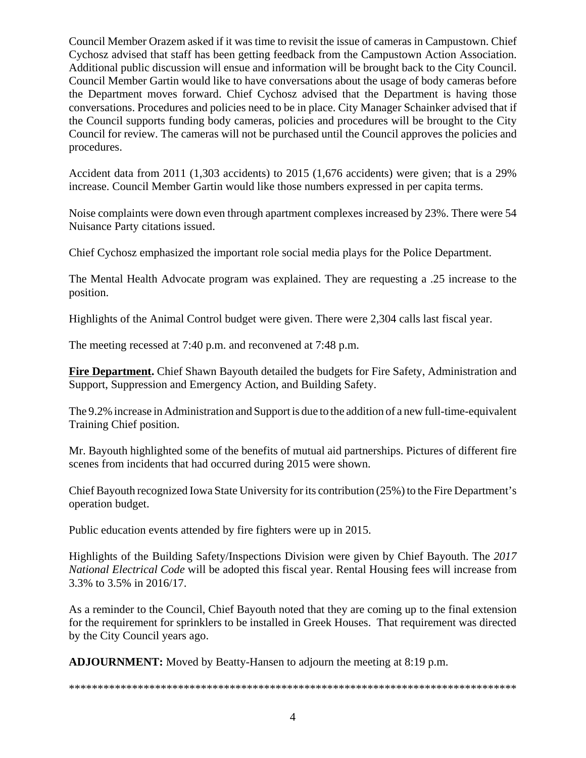Council Member Orazem asked if it was time to revisit the issue of cameras in Campustown. Chief Cychosz advised that staff has been getting feedback from the Campustown Action Association. Additional public discussion will ensue and information will be brought back to the City Council. Council Member Gartin would like to have conversations about the usage of body cameras before the Department moves forward. Chief Cychosz advised that the Department is having those conversations. Procedures and policies need to be in place. City Manager Schainker advised that if the Council supports funding body cameras, policies and procedures will be brought to the City Council for review. The cameras will not be purchased until the Council approves the policies and procedures.

Accident data from 2011 (1,303 accidents) to 2015 (1,676 accidents) were given; that is a 29% increase. Council Member Gartin would like those numbers expressed in per capita terms.

Noise complaints were down even through apartment complexes increased by 23%. There were 54 Nuisance Party citations issued.

Chief Cychosz emphasized the important role social media plays for the Police Department.

The Mental Health Advocate program was explained. They are requesting a .25 increase to the position.

Highlights of the Animal Control budget were given. There were 2,304 calls last fiscal year.

The meeting recessed at 7:40 p.m. and reconvened at 7:48 p.m.

**Fire Department.** Chief Shawn Bayouth detailed the budgets for Fire Safety, Administration and Support, Suppression and Emergency Action, and Building Safety.

The 9.2% increase in Administration and Support is due to the addition of a new full-time-equivalent Training Chief position.

Mr. Bayouth highlighted some of the benefits of mutual aid partnerships. Pictures of different fire scenes from incidents that had occurred during 2015 were shown.

Chief Bayouth recognized Iowa State University for its contribution (25%) to the Fire Department's operation budget.

Public education events attended by fire fighters were up in 2015.

Highlights of the Building Safety/Inspections Division were given by Chief Bayouth. The *2017 National Electrical Code* will be adopted this fiscal year. Rental Housing fees will increase from 3.3% to 3.5% in 2016/17.

As a reminder to the Council, Chief Bayouth noted that they are coming up to the final extension for the requirement for sprinklers to be installed in Greek Houses. That requirement was directed by the City Council years ago.

**ADJOURNMENT:** Moved by Beatty-Hansen to adjourn the meeting at 8:19 p.m.

*******************************************************************************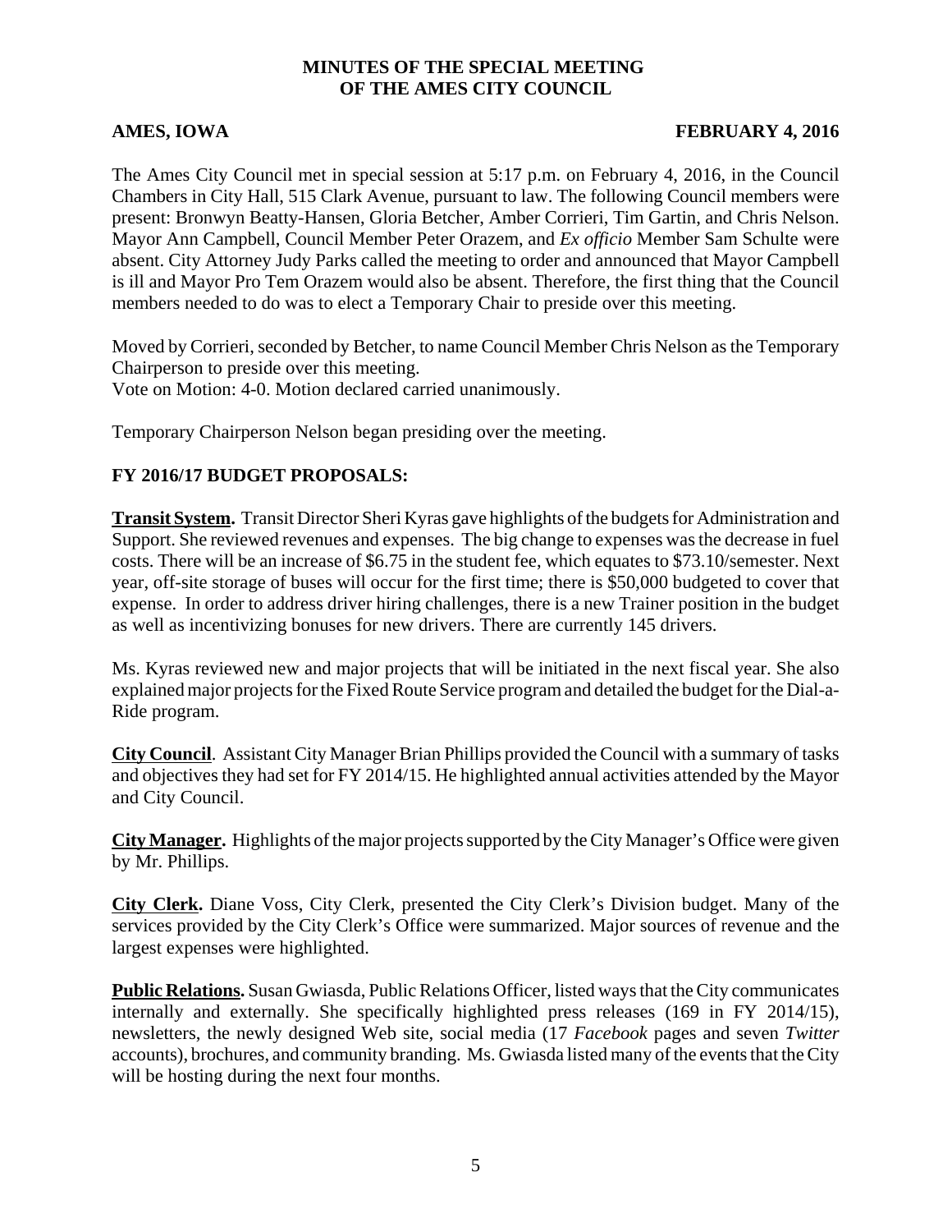**MINUTES OF THE SPECIAL MEETING**
**OF THE AMES CITY COUNCIL**

**AMES, IOWA** **FEBRUARY 4, 2016**

The Ames City Council met in special session at 5:17 p.m. on February 4, 2016, in the Council Chambers in City Hall, 515 Clark Avenue, pursuant to law. The following Council members were present: Bronwyn Beatty-Hansen, Gloria Betcher, Amber Corrieri, Tim Gartin, and Chris Nelson. Mayor Ann Campbell, Council Member Peter Orazem, and *Ex officio* Member Sam Schulte were absent. City Attorney Judy Parks called the meeting to order and announced that Mayor Campbell is ill and Mayor Pro Tem Orazem would also be absent. Therefore, the first thing that the Council members needed to do was to elect a Temporary Chair to preside over this meeting.

Moved by Corrieri, seconded by Betcher, to name Council Member Chris Nelson as the Temporary Chairperson to preside over this meeting.
Vote on Motion: 4-0. Motion declared carried unanimously.

Temporary Chairperson Nelson began presiding over the meeting.

**FY 2016/17 BUDGET PROPOSALS:**

**Transit System.** Transit Director Sheri Kyras gave highlights of the budgets for Administration and Support. She reviewed revenues and expenses. The big change to expenses was the decrease in fuel costs. There will be an increase of $6.75 in the student fee, which equates to $73.10/semester. Next year, off-site storage of buses will occur for the first time; there is $50,000 budgeted to cover that expense. In order to address driver hiring challenges, there is a new Trainer position in the budget as well as incentivizing bonuses for new drivers. There are currently 145 drivers.

Ms. Kyras reviewed new and major projects that will be initiated in the next fiscal year. She also explained major projects for the Fixed Route Service program and detailed the budget for the Dial-a-Ride program.

**City Council**. Assistant City Manager Brian Phillips provided the Council with a summary of tasks and objectives they had set for FY 2014/15. He highlighted annual activities attended by the Mayor and City Council.

**City Manager.** Highlights of the major projects supported by the City Manager's Office were given by Mr. Phillips.

**City Clerk.** Diane Voss, City Clerk, presented the City Clerk's Division budget. Many of the services provided by the City Clerk's Office were summarized. Major sources of revenue and the largest expenses were highlighted.

**Public Relations.** Susan Gwiasda, Public Relations Officer, listed ways that the City communicates internally and externally. She specifically highlighted press releases (169 in FY 2014/15), newsletters, the newly designed Web site, social media (17 *Facebook* pages and seven *Twitter* accounts), brochures, and community branding. Ms. Gwiasda listed many of the events that the City will be hosting during the next four months.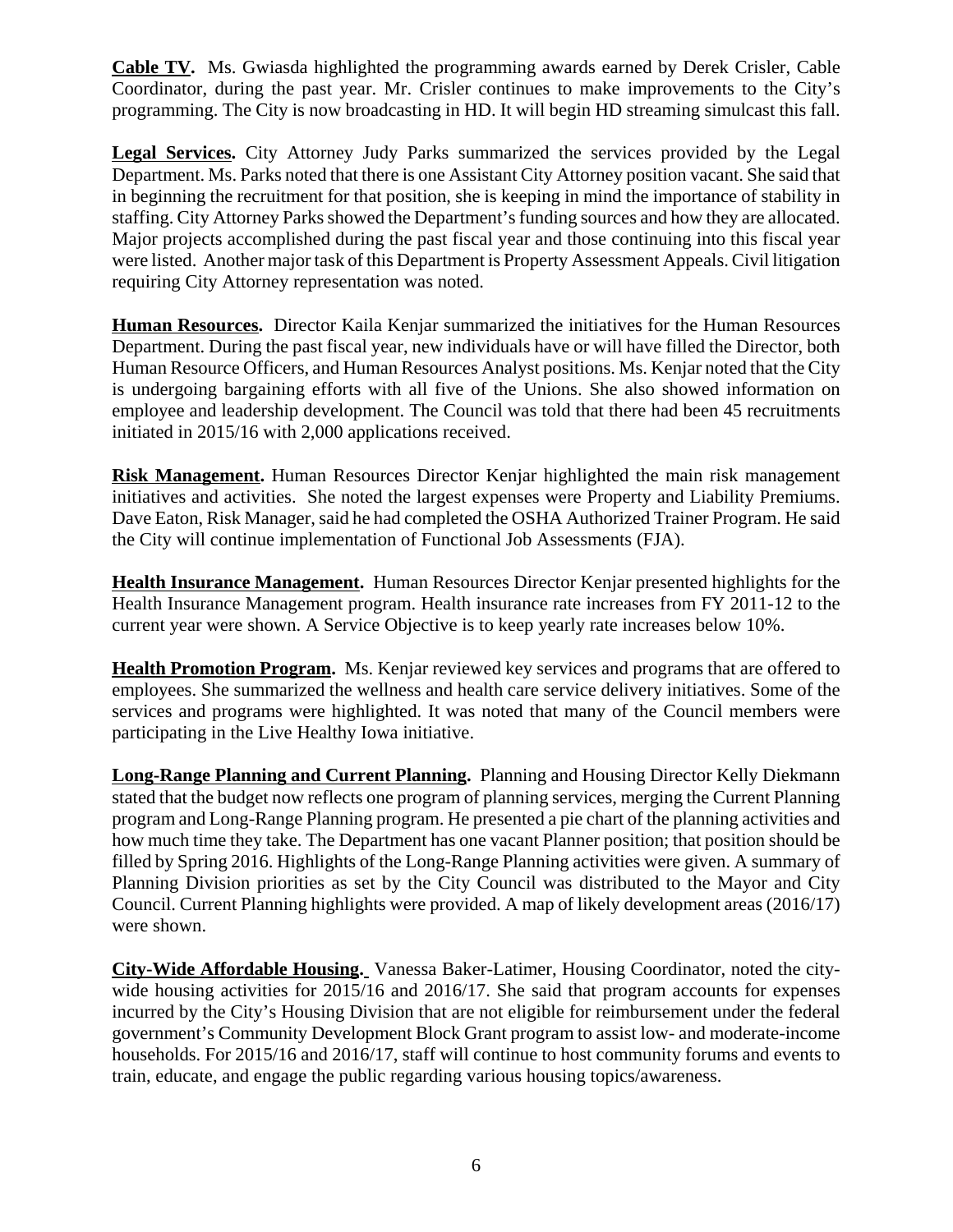**Cable TV.** Ms. Gwiasda highlighted the programming awards earned by Derek Crisler, Cable Coordinator, during the past year. Mr. Crisler continues to make improvements to the City's programming. The City is now broadcasting in HD. It will begin HD streaming simulcast this fall.

**Legal Services.** City Attorney Judy Parks summarized the services provided by the Legal Department. Ms. Parks noted that there is one Assistant City Attorney position vacant. She said that in beginning the recruitment for that position, she is keeping in mind the importance of stability in staffing. City Attorney Parks showed the Department's funding sources and how they are allocated. Major projects accomplished during the past fiscal year and those continuing into this fiscal year were listed. Another major task of this Department is Property Assessment Appeals. Civil litigation requiring City Attorney representation was noted.

**Human Resources.** Director Kaila Kenjar summarized the initiatives for the Human Resources Department. During the past fiscal year, new individuals have or will have filled the Director, both Human Resource Officers, and Human Resources Analyst positions. Ms. Kenjar noted that the City is undergoing bargaining efforts with all five of the Unions. She also showed information on employee and leadership development. The Council was told that there had been 45 recruitments initiated in 2015/16 with 2,000 applications received.

**Risk Management.** Human Resources Director Kenjar highlighted the main risk management initiatives and activities. She noted the largest expenses were Property and Liability Premiums. Dave Eaton, Risk Manager, said he had completed the OSHA Authorized Trainer Program. He said the City will continue implementation of Functional Job Assessments (FJA).

**Health Insurance Management.** Human Resources Director Kenjar presented highlights for the Health Insurance Management program. Health insurance rate increases from FY 2011-12 to the current year were shown. A Service Objective is to keep yearly rate increases below 10%.

**Health Promotion Program.** Ms. Kenjar reviewed key services and programs that are offered to employees. She summarized the wellness and health care service delivery initiatives. Some of the services and programs were highlighted. It was noted that many of the Council members were participating in the Live Healthy Iowa initiative.

**Long-Range Planning and Current Planning.** Planning and Housing Director Kelly Diekmann stated that the budget now reflects one program of planning services, merging the Current Planning program and Long-Range Planning program. He presented a pie chart of the planning activities and how much time they take. The Department has one vacant Planner position; that position should be filled by Spring 2016. Highlights of the Long-Range Planning activities were given. A summary of Planning Division priorities as set by the City Council was distributed to the Mayor and City Council. Current Planning highlights were provided. A map of likely development areas (2016/17) were shown.

**City-Wide Affordable Housing.** Vanessa Baker-Latimer, Housing Coordinator, noted the city-wide housing activities for 2015/16 and 2016/17. She said that program accounts for expenses incurred by the City's Housing Division that are not eligible for reimbursement under the federal government's Community Development Block Grant program to assist low- and moderate-income households. For 2015/16 and 2016/17, staff will continue to host community forums and events to train, educate, and engage the public regarding various housing topics/awareness.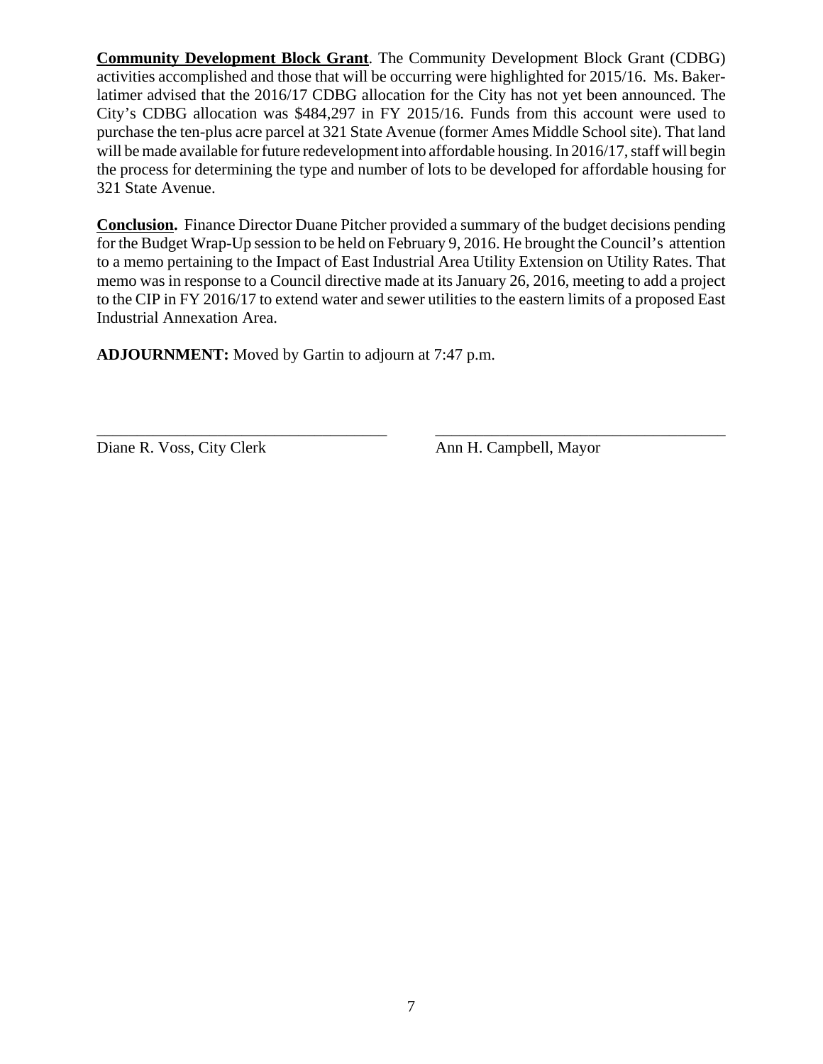**Community Development Block Grant**. The Community Development Block Grant (CDBG) activities accomplished and those that will be occurring were highlighted for 2015/16. Ms. Baker-latimer advised that the 2016/17 CDBG allocation for the City has not yet been announced. The City's CDBG allocation was $484,297 in FY 2015/16. Funds from this account were used to purchase the ten-plus acre parcel at 321 State Avenue (former Ames Middle School site). That land will be made available for future redevelopment into affordable housing. In 2016/17, staff will begin the process for determining the type and number of lots to be developed for affordable housing for 321 State Avenue.

**Conclusion.** Finance Director Duane Pitcher provided a summary of the budget decisions pending for the Budget Wrap-Up session to be held on February 9, 2016. He brought the Council's attention to a memo pertaining to the Impact of East Industrial Area Utility Extension on Utility Rates. That memo was in response to a Council directive made at its January 26, 2016, meeting to add a project to the CIP in FY 2016/17 to extend water and sewer utilities to the eastern limits of a proposed East Industrial Annexation Area.

**ADJOURNMENT:** Moved by Gartin to adjourn at 7:47 p.m.

\_\_\_\_\_\_\_\_\_\_\_\_\_\_\_\_\_\_\_\_\_\_\_\_\_\_\_\_\_\_\_\_\_\_\_\_\_ \_\_\_\_\_\_\_\_\_\_\_\_\_\_\_\_\_\_\_\_\_\_\_\_\_\_\_\_\_\_\_\_\_\_\_\_\_

Diane R. Voss, City Clerk Ann H. Campbell, Mayor